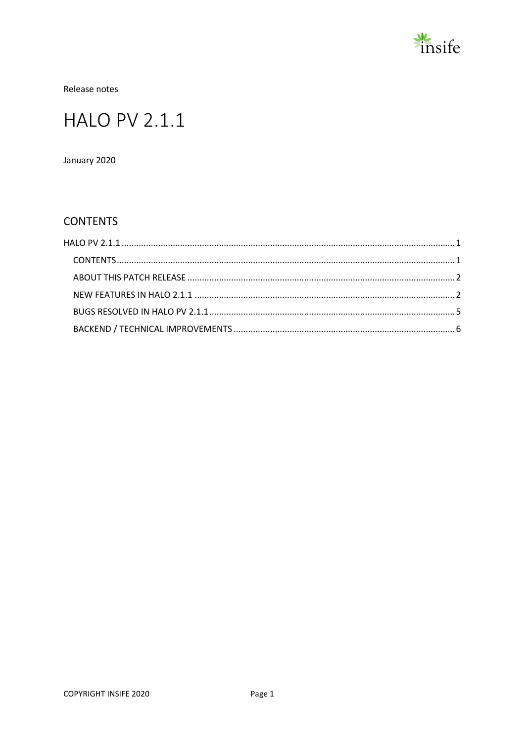Release notes

# HALO PV 2.1.1

January 2020

## CONTENTS

HALO PV 2.1.1 ........................................................................................................................................ 1

CONTENTS ............................................................................................................................................ 1

ABOUT THIS PATCH RELEASE ............................................................................................................. 2

NEW FEATURES IN HALO 2.1.1 ........................................................................................................... 2

BUGS RESOLVED IN HALO PV 2.1.1 ..................................................................................................... 5

BACKEND / TECHNICAL IMPROVEMENTS ........................................................................................... 6

COPYRIGHT INSIFE 2020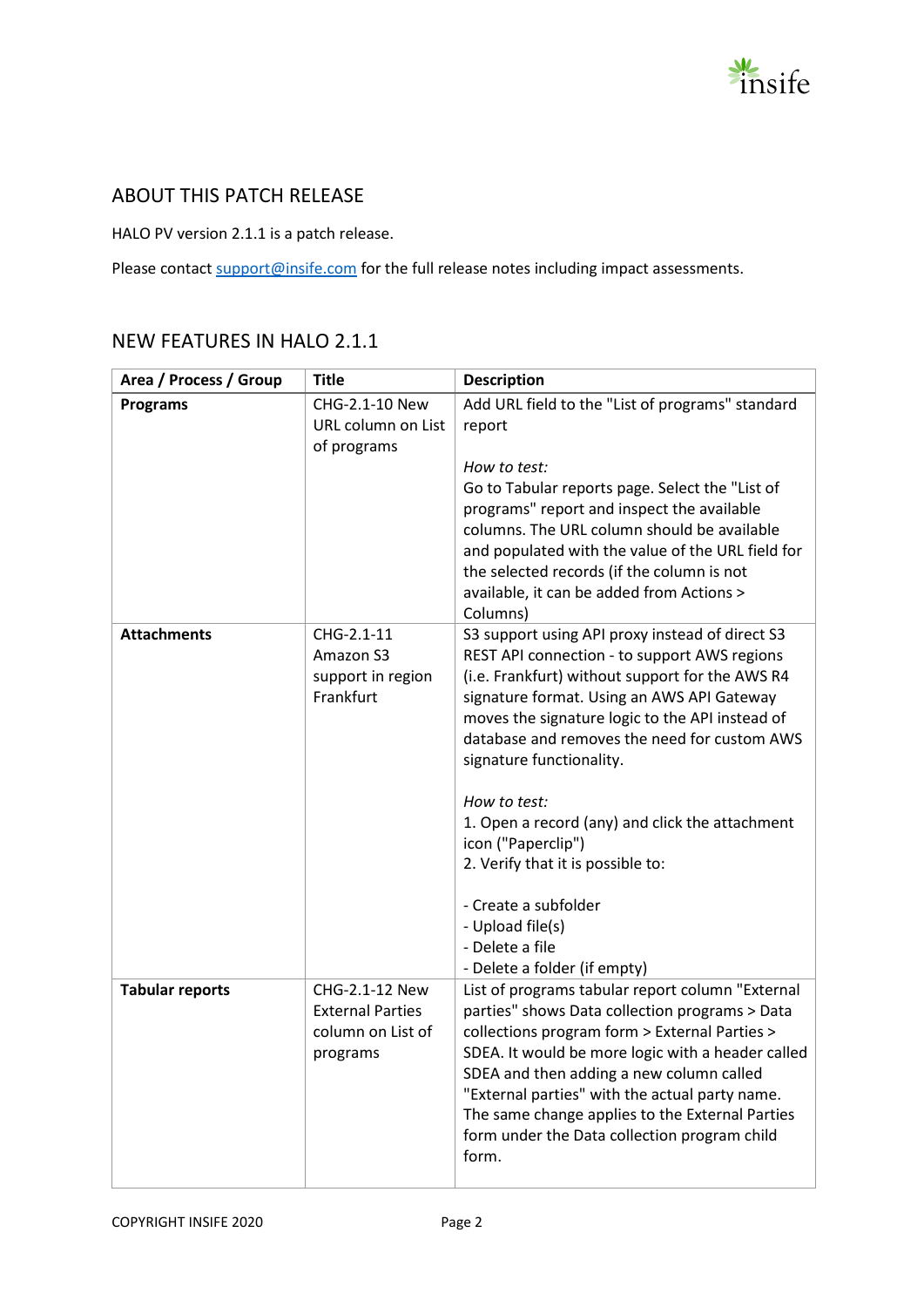## ABOUT THIS PATCH RELEASE

HALO PV version 2.1.1 is a patch release.

Please contact support@insife.com for the full release notes including impact assessments.

## NEW FEATURES IN HALO 2.1.1

| Area / Process / Group | Title | Description |
|---|---|---|
| **Programs** | CHG-2.1-10 New URL column on List of programs | Add URL field to the "List of programs" standard report<br><br>*How to test:*<br>Go to Tabular reports page. Select the "List of programs" report and inspect the available columns. The URL column should be available and populated with the value of the URL field for the selected records (if the column is not available, it can be added from Actions > Columns) |
| **Attachments** | CHG-2.1-11 Amazon S3 support in region Frankfurt | S3 support using API proxy instead of direct S3 REST API connection - to support AWS regions (i.e. Frankfurt) without support for the AWS R4 signature format. Using an AWS API Gateway moves the signature logic to the API instead of database and removes the need for custom AWS signature functionality.<br><br>*How to test:*<br>1. Open a record (any) and click the attachment icon ("Paperclip")<br>2. Verify that it is possible to:<br><br>- Create a subfolder<br>- Upload file(s)<br>- Delete a file<br>- Delete a folder (if empty) |
| **Tabular reports** | CHG-2.1-12 New External Parties column on List of programs | List of programs tabular report column "External parties" shows Data collection programs > Data collections program form > External Parties > SDEA. It would be more logic with a header called SDEA and then adding a new column called "External parties" with the actual party name. The same change applies to the External Parties form under the Data collection program child form. |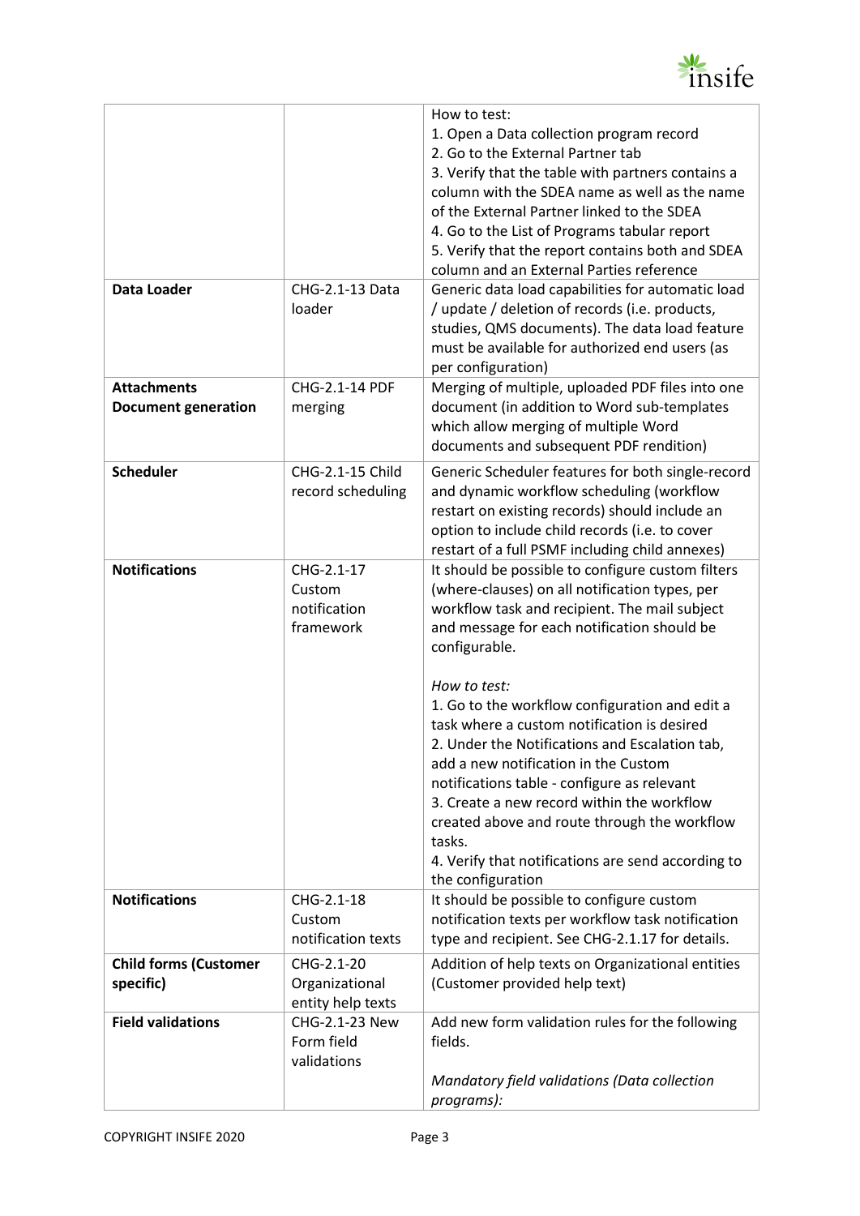| | | |
|---|---|---|
| | | How to test:<br>1. Open a Data collection program record<br>2. Go to the External Partner tab<br>3. Verify that the table with partners contains a column with the SDEA name as well as the name of the External Partner linked to the SDEA<br>4. Go to the List of Programs tabular report<br>5. Verify that the report contains both and SDEA column and an External Parties reference |
| **Data Loader** | CHG-2.1-13 Data loader | Generic data load capabilities for automatic load / update / deletion of records (i.e. products, studies, QMS documents). The data load feature must be available for authorized end users (as per configuration) |
| **Attachments**<br>**Document generation** | CHG-2.1-14 PDF merging | Merging of multiple, uploaded PDF files into one document (in addition to Word sub-templates which allow merging of multiple Word documents and subsequent PDF rendition) |
| **Scheduler** | CHG-2.1-15 Child record scheduling | Generic Scheduler features for both single-record and dynamic workflow scheduling (workflow restart on existing records) should include an option to include child records (i.e. to cover restart of a full PSMF including child annexes) |
| **Notifications** | CHG-2.1-17 Custom notification framework | It should be possible to configure custom filters (where-clauses) on all notification types, per workflow task and recipient. The mail subject and message for each notification should be configurable.<br><br>*How to test:*<br>1. Go to the workflow configuration and edit a task where a custom notification is desired<br>2. Under the Notifications and Escalation tab, add a new notification in the Custom notifications table - configure as relevant<br>3. Create a new record within the workflow created above and route through the workflow tasks.<br>4. Verify that notifications are send according to the configuration |
| **Notifications** | CHG-2.1-18 Custom notification texts | It should be possible to configure custom notification texts per workflow task notification type and recipient. See CHG-2.1.17 for details. |
| **Child forms (Customer specific)** | CHG-2.1-20 Organizational entity help texts | Addition of help texts on Organizational entities (Customer provided help text) |
| **Field validations** | CHG-2.1-23 New Form field validations | Add new form validation rules for the following fields.<br><br>*Mandatory field validations (Data collection programs):* |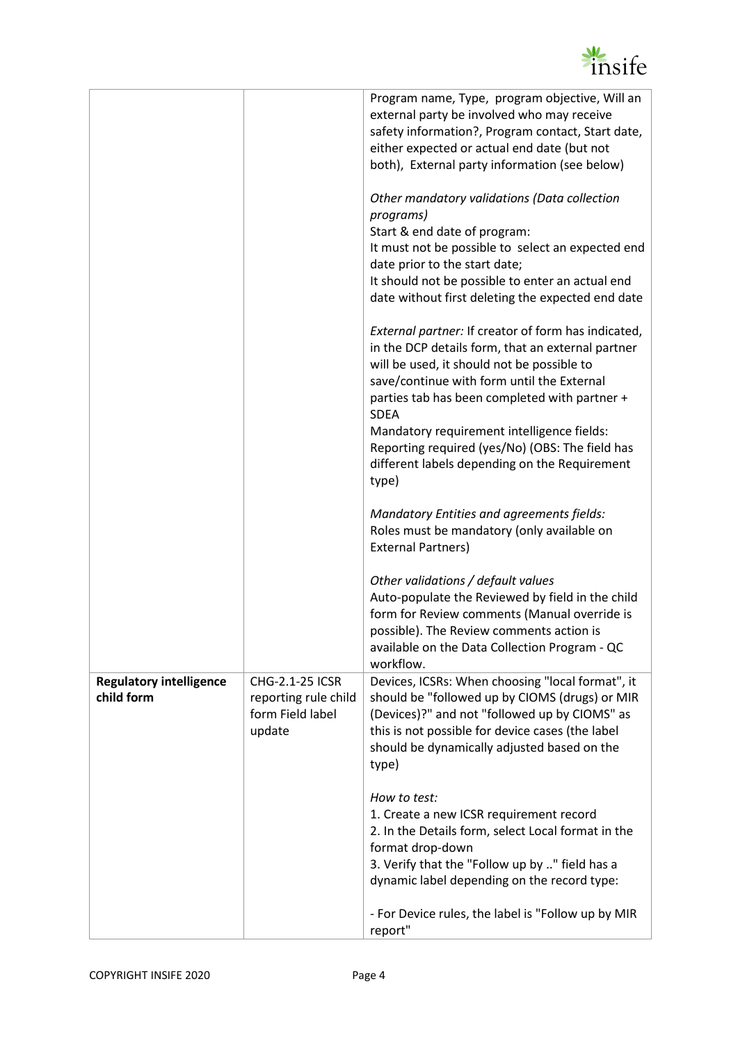| | | |
|---|---|---|
| | | Program name, Type, program objective, Will an external party be involved who may receive safety information?, Program contact, Start date, either expected or actual end date (but not both), External party information (see below)<br><br>*Other mandatory validations (Data collection programs)*<br>Start & end date of program:<br>It must not be possible to select an expected end date prior to the start date;<br>It should not be possible to enter an actual end date without first deleting the expected end date<br><br>*External partner:* If creator of form has indicated, in the DCP details form, that an external partner will be used, it should not be possible to save/continue with form until the External parties tab has been completed with partner + SDEA<br>Mandatory requirement intelligence fields:<br>Reporting required (yes/No) (OBS: The field has different labels depending on the Requirement type)<br><br>*Mandatory Entities and agreements fields:*<br>Roles must be mandatory (only available on External Partners)<br><br>*Other validations / default values*<br>Auto-populate the Reviewed by field in the child form for Review comments (Manual override is possible). The Review comments action is available on the Data Collection Program - QC workflow. |
| **Regulatory intelligence child form** | CHG-2.1-25 ICSR reporting rule child form Field label update | Devices, ICSRs: When choosing "local format", it should be "followed up by CIOMS (drugs) or MIR (Devices)?" and not "followed up by CIOMS" as this is not possible for device cases (the label should be dynamically adjusted based on the type)<br><br>*How to test:*<br>1. Create a new ICSR requirement record<br>2. In the Details form, select Local format in the format drop-down<br>3. Verify that the "Follow up by .." field has a dynamic label depending on the record type:<br><br>- For Device rules, the label is "Follow up by MIR report" |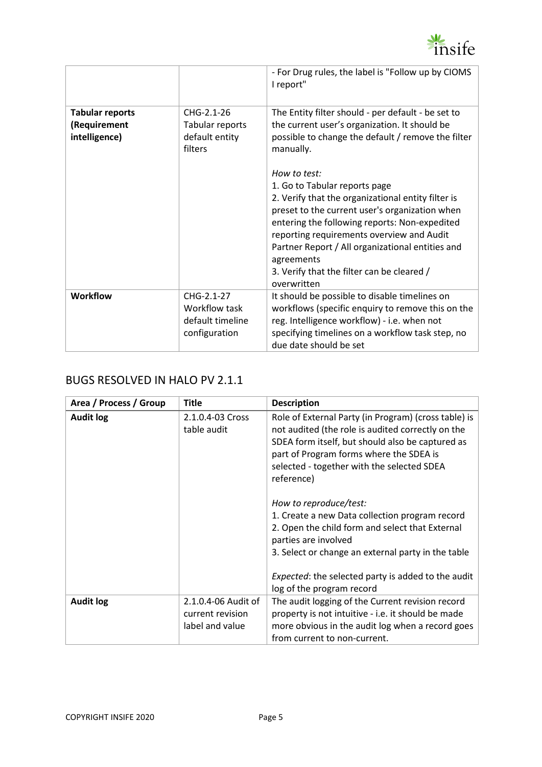| | | |
|---|---|---|
| | | - For Drug rules, the label is "Follow up by CIOMS I report" |
| **Tabular reports (Requirement intelligence)** | CHG-2.1-26 Tabular reports default entity filters | The Entity filter should - per default - be set to the current user's organization. It should be possible to change the default / remove the filter manually.<br><br>*How to test:*<br>1. Go to Tabular reports page<br>2. Verify that the organizational entity filter is preset to the current user's organization when entering the following reports: Non-expedited reporting requirements overview and Audit Partner Report / All organizational entities and agreements<br>3. Verify that the filter can be cleared / overwritten |
| **Workflow** | CHG-2.1-27 Workflow task default timeline configuration | It should be possible to disable timelines on workflows (specific enquiry to remove this on the reg. Intelligence workflow) - i.e. when not specifying timelines on a workflow task step, no due date should be set |

## BUGS RESOLVED IN HALO PV 2.1.1

| Area / Process / Group | Title | Description |
|---|---|---|
| **Audit log** | 2.1.0.4-03 Cross table audit | Role of External Party (in Program) (cross table) is not audited (the role is audited correctly on the SDEA form itself, but should also be captured as part of Program forms where the SDEA is selected - together with the selected SDEA reference)<br><br>*How to reproduce/test:*<br>1. Create a new Data collection program record<br>2. Open the child form and select that External parties are involved<br>3. Select or change an external party in the table<br><br>*Expected*: the selected party is added to the audit log of the program record |
| **Audit log** | 2.1.0.4-06 Audit of current revision label and value | The audit logging of the Current revision record property is not intuitive - i.e. it should be made more obvious in the audit log when a record goes from current to non-current. |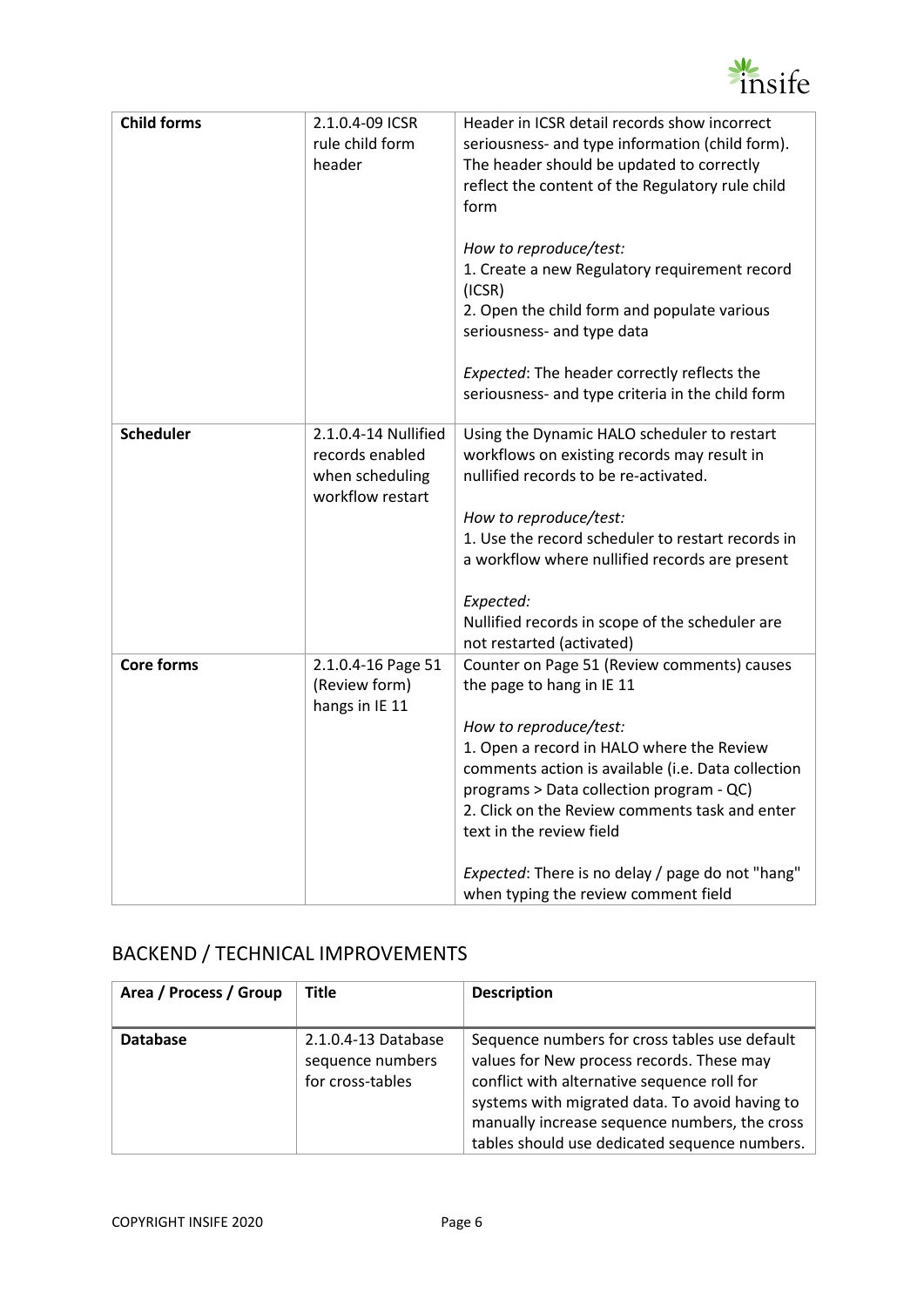| | | |
|---|---|---|
| **Child forms** | 2.1.0.4-09 ICSR rule child form header | Header in ICSR detail records show incorrect seriousness- and type information (child form). The header should be updated to correctly reflect the content of the Regulatory rule child form<br><br>*How to reproduce/test:*<br>1. Create a new Regulatory requirement record (ICSR)<br>2. Open the child form and populate various seriousness- and type data<br><br>*Expected*: The header correctly reflects the seriousness- and type criteria in the child form |
| **Scheduler** | 2.1.0.4-14 Nullified records enabled when scheduling workflow restart | Using the Dynamic HALO scheduler to restart workflows on existing records may result in nullified records to be re-activated.<br><br>*How to reproduce/test:*<br>1. Use the record scheduler to restart records in a workflow where nullified records are present<br><br>*Expected:*<br>Nullified records in scope of the scheduler are not restarted (activated) |
| **Core forms** | 2.1.0.4-16 Page 51 (Review form) hangs in IE 11 | Counter on Page 51 (Review comments) causes the page to hang in IE 11<br><br>*How to reproduce/test:*<br>1. Open a record in HALO where the Review comments action is available (i.e. Data collection programs > Data collection program - QC)<br>2. Click on the Review comments task and enter text in the review field<br><br>*Expected*: There is no delay / page do not "hang" when typing the review comment field |

## BACKEND / TECHNICAL IMPROVEMENTS

| Area / Process / Group | Title | Description |
|---|---|---|
| **Database** | 2.1.0.4-13 Database sequence numbers for cross-tables | Sequence numbers for cross tables use default values for New process records. These may conflict with alternative sequence roll for systems with migrated data. To avoid having to manually increase sequence numbers, the cross tables should use dedicated sequence numbers. |

COPYRIGHT INSIFE 2020